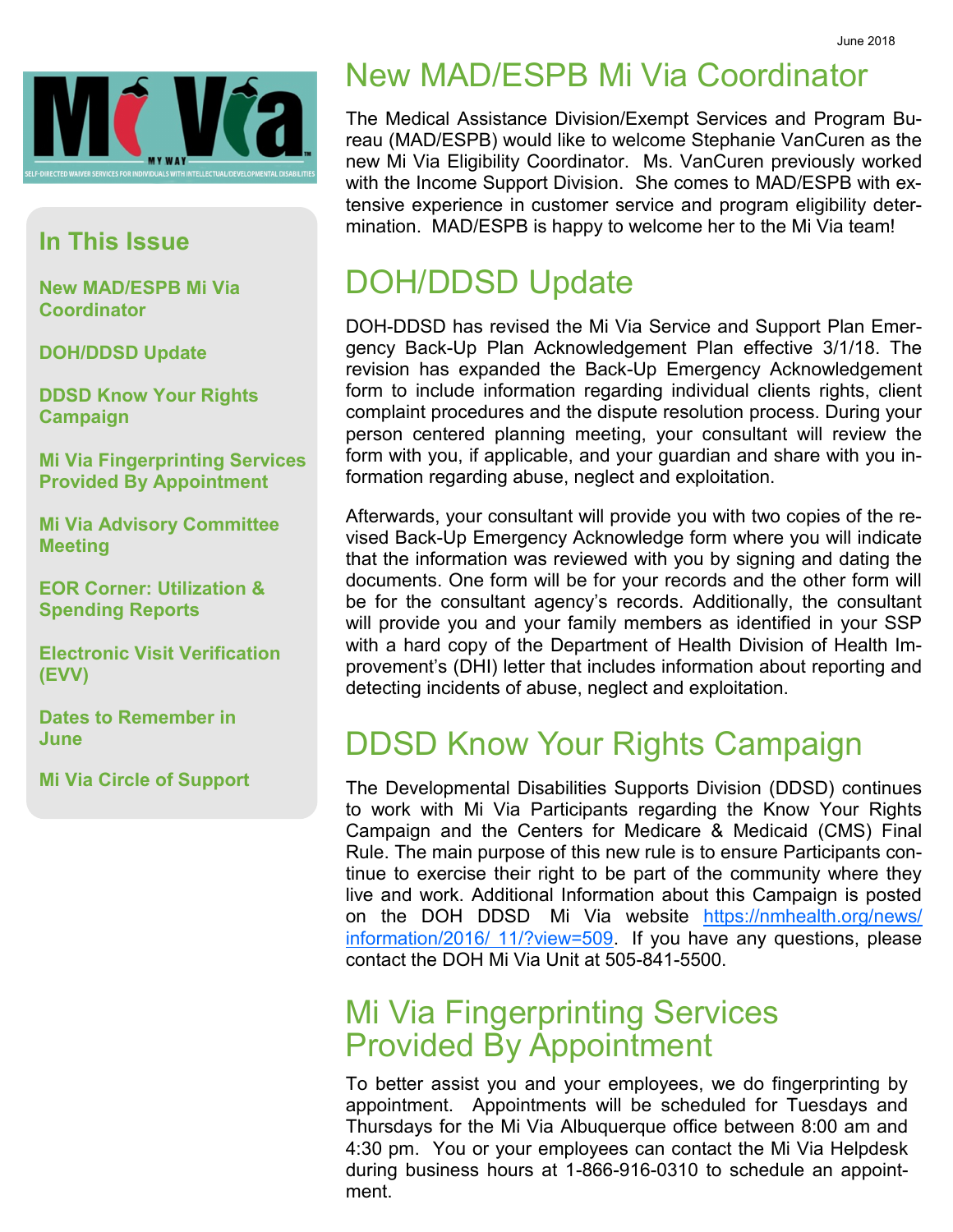June 2018

Mi Via

MY WAY

SELF-DIRECTED WAIVER SERVICES FOR INDIVIDUALS WITH INTELLECTUAL/DEVELOPMENTAL DISABILITIES

## In This Issue

- New MAD/ESPB Mi Via Coordinator
- DOH/DDSD Update
- DDSD Know Your Rights Campaign
- Mi Via Fingerprinting Services Provided By Appointment
- Mi Via Advisory Committee Meeting
- EOR Corner: Utilization & Spending Reports
- Electronic Visit Verification (EVV)
- Dates to Remember in June
- Mi Via Circle of Support

# New MAD/ESPB Mi Via Coordinator

The Medical Assistance Division/Exempt Services and Program Bureau (MAD/ESPB) would like to welcome Stephanie VanCuren as the new Mi Via Eligibility Coordinator. Ms. VanCuren previously worked with the Income Support Division. She comes to MAD/ESPB with extensive experience in customer service and program eligibility determination. MAD/ESPB is happy to welcome her to the Mi Via team!

# DOH/DDSD Update

DOH-DDSD has revised the Mi Via Service and Support Plan Emergency Back-Up Plan Acknowledgement Plan effective 3/1/18. The revision has expanded the Back-Up Emergency Acknowledgement form to include information regarding individual clients rights, client complaint procedures and the dispute resolution process. During your person centered planning meeting, your consultant will review the form with you, if applicable, and your guardian and share with you information regarding abuse, neglect and exploitation.

Afterwards, your consultant will provide you with two copies of the revised Back-Up Emergency Acknowledge form where you will indicate that the information was reviewed with you by signing and dating the documents. One form will be for your records and the other form will be for the consultant agency's records. Additionally, the consultant will provide you and your family members as identified in your SSP with a hard copy of the Department of Health Division of Health Improvement's (DHI) letter that includes information about reporting and detecting incidents of abuse, neglect and exploitation.

# DDSD Know Your Rights Campaign

The Developmental Disabilities Supports Division (DDSD) continues to work with Mi Via Participants regarding the Know Your Rights Campaign and the Centers for Medicare & Medicaid (CMS) Final Rule. The main purpose of this new rule is to ensure Participants continue to exercise their right to be part of the community where they live and work. Additional Information about this Campaign is posted on the DOH DDSD Mi Via website https://nmhealth.org/news/information/2016/ 11/?view=509. If you have any questions, please contact the DOH Mi Via Unit at 505-841-5500.

# Mi Via Fingerprinting Services Provided By Appointment

To better assist you and your employees, we do fingerprinting by appointment. Appointments will be scheduled for Tuesdays and Thursdays for the Mi Via Albuquerque office between 8:00 am and 4:30 pm. You or your employees can contact the Mi Via Helpdesk during business hours at 1-866-916-0310 to schedule an appointment.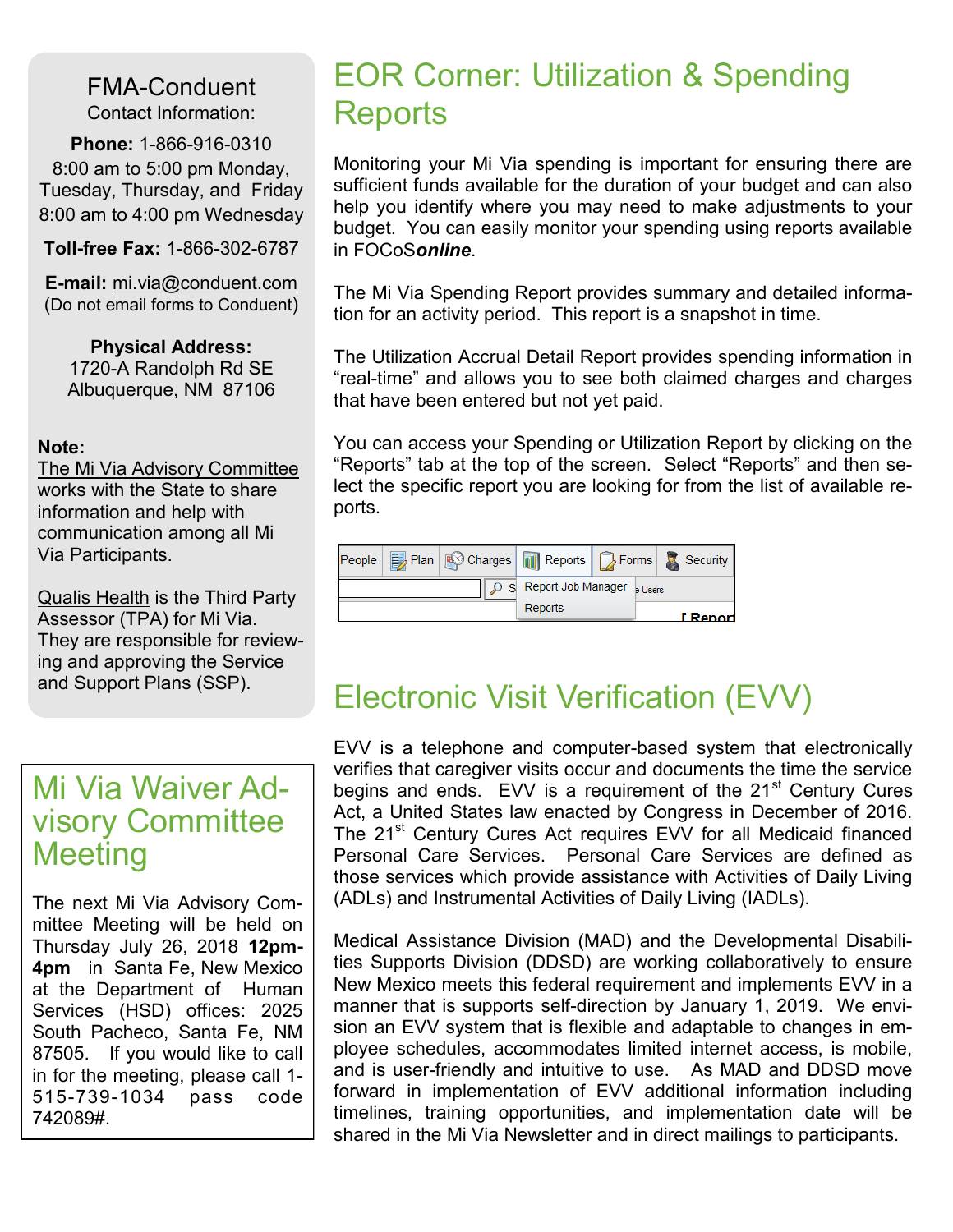## FMA-Conduent

Contact Information:

**Phone:** 1-866-916-0310

8:00 am to 5:00 pm Monday, Tuesday, Thursday, and Friday

8:00 am to 4:00 pm Wednesday

**Toll-free Fax:** 1-866-302-6787

**E-mail:** mi.via@conduent.com

(Do not email forms to Conduent)

**Physical Address:**

1720-A Randolph Rd SE

Albuquerque, NM 87106

**Note:**

The Mi Via Advisory Committee works with the State to share information and help with communication among all Mi Via Participants.

Qualis Health is the Third Party Assessor (TPA) for Mi Via. They are responsible for reviewing and approving the Service and Support Plans (SSP).

## Mi Via Waiver Advisory Committee Meeting

The next Mi Via Advisory Committee Meeting will be held on Thursday July 26, 2018 **12pm-4pm** in Santa Fe, New Mexico at the Department of Human Services (HSD) offices: 2025 South Pacheco, Santa Fe, NM 87505. If you would like to call in for the meeting, please call 1-515-739-1034 pass code 742089#.

# EOR Corner: Utilization & Spending Reports

Monitoring your Mi Via spending is important for ensuring there are sufficient funds available for the duration of your budget and can also help you identify where you may need to make adjustments to your budget. You can easily monitor your spending using reports available in FOCoS***online***.

The Mi Via Spending Report provides summary and detailed information for an activity period. This report is a snapshot in time.

The Utilization Accrual Detail Report provides spending information in "real-time" and allows you to see both claimed charges and charges that have been entered but not yet paid.

You can access your Spending or Utilization Report by clicking on the "Reports" tab at the top of the screen. Select "Reports" and then select the specific report you are looking for from the list of available reports.

# Electronic Visit Verification (EVV)

EVV is a telephone and computer-based system that electronically verifies that caregiver visits occur and documents the time the service begins and ends. EVV is a requirement of the 21st Century Cures Act, a United States law enacted by Congress in December of 2016. The 21st Century Cures Act requires EVV for all Medicaid financed Personal Care Services. Personal Care Services are defined as those services which provide assistance with Activities of Daily Living (ADLs) and Instrumental Activities of Daily Living (IADLs).

Medical Assistance Division (MAD) and the Developmental Disabilities Supports Division (DDSD) are working collaboratively to ensure New Mexico meets this federal requirement and implements EVV in a manner that is supports self-direction by January 1, 2019. We envision an EVV system that is flexible and adaptable to changes in employee schedules, accommodates limited internet access, is mobile, and is user-friendly and intuitive to use. As MAD and DDSD move forward in implementation of EVV additional information including timelines, training opportunities, and implementation date will be shared in the Mi Via Newsletter and in direct mailings to participants.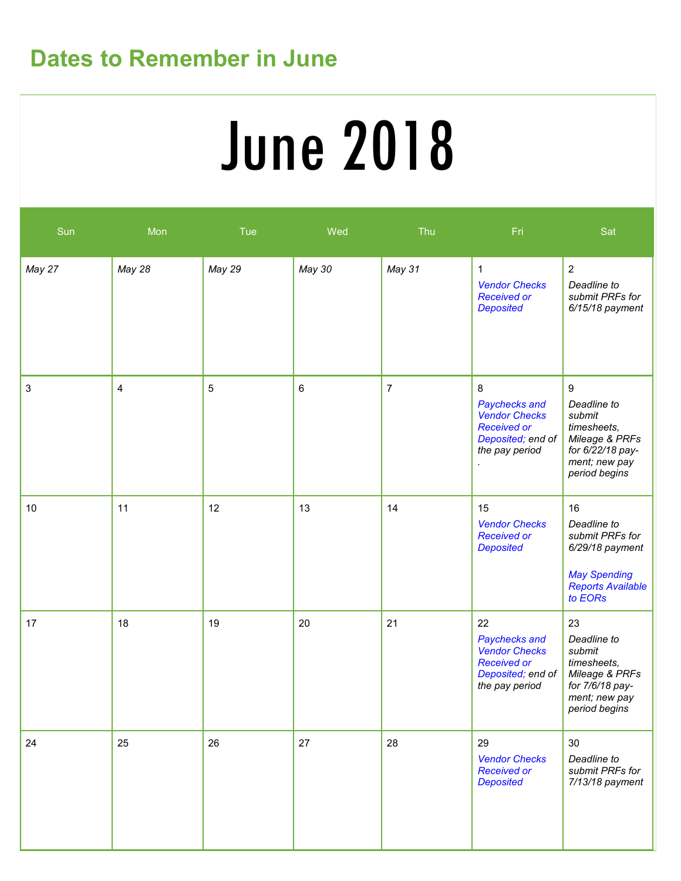## Dates to Remember in June

# June 2018

| Sun | Mon | Tue | Wed | Thu | Fri | Sat |
|---|---|---|---|---|---|---|
| *May 27* | *May 28* | *May 29* | *May 30* | *May 31* | 1 *Vendor Checks Received or Deposited* | 2 *Deadline to submit PRFs for 6/15/18 payment* |
| 3 | 4 | 5 | 6 | 7 | 8 *Paychecks and Vendor Checks Received or Deposited; end of the pay period* . | 9 *Deadline to submit timesheets, Mileage & PRFs for 6/22/18 payment; new pay period begins* |
| 10 | 11 | 12 | 13 | 14 | 15 *Vendor Checks Received or Deposited* | 16 *Deadline to submit PRFs for 6/29/18 payment* *May Spending Reports Available to EORs* |
| 17 | 18 | 19 | 20 | 21 | 22 *Paychecks and Vendor Checks Received or Deposited; end of the pay period* | 23 *Deadline to submit timesheets, Mileage & PRFs for 7/6/18 payment; new pay period begins* |
| 24 | 25 | 26 | 27 | 28 | 29 *Vendor Checks Received or Deposited* | 30 *Deadline to submit PRFs for 7/13/18 payment* |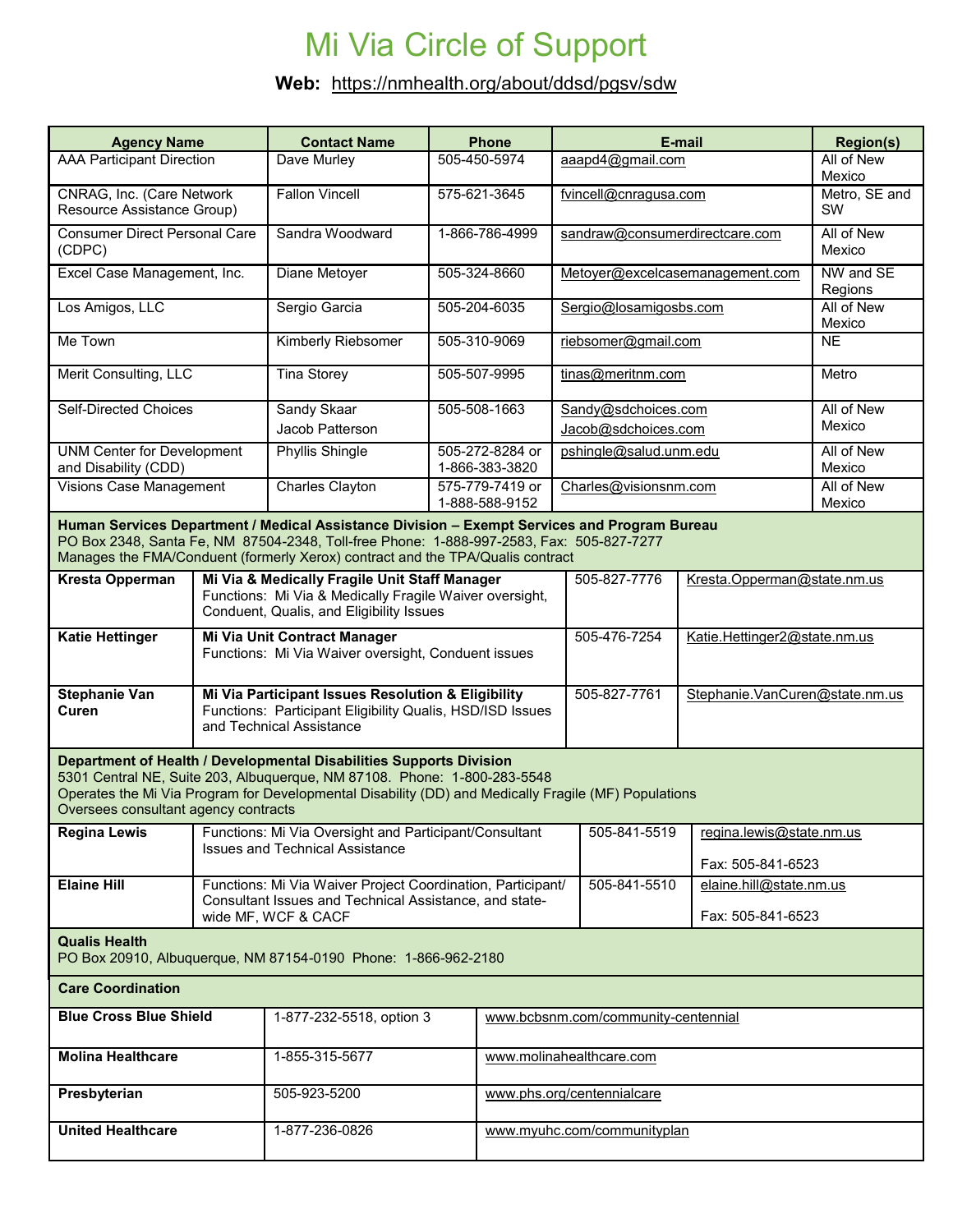# Mi Via Circle of Support

**Web:** https://nmhealth.org/about/ddsd/pgsv/sdw

| Agency Name | Contact Name | Phone | E-mail | Region(s) |
|---|---|---|---|---|
| AAA Participant Direction | Dave Murley | 505-450-5974 | aaapd4@gmail.com | All of New Mexico |
| CNRAG, Inc. (Care Network Resource Assistance Group) | Fallon Vincell | 575-621-3645 | fvincell@cnragusa.com | Metro, SE and SW |
| Consumer Direct Personal Care (CDPC) | Sandra Woodward | 1-866-786-4999 | sandraw@consumerdirectcare.com | All of New Mexico |
| Excel Case Management, Inc. | Diane Metoyer | 505-324-8660 | Metoyer@excelcasemanagement.com | NW and SE Regions |
| Los Amigos, LLC | Sergio Garcia | 505-204-6035 | Sergio@losamigosbs.com | All of New Mexico |
| Me Town | Kimberly Riebsomer | 505-310-9069 | riebsomer@gmail.com | NE |
| Merit Consulting, LLC | Tina Storey | 505-507-9995 | tinas@meritnm.com | Metro |
| Self-Directed Choices | Sandy Skaar<br>Jacob Patterson | 505-508-1663 | Sandy@sdchoices.com<br>Jacob@sdchoices.com | All of New Mexico |
| UNM Center for Development and Disability (CDD) | Phyllis Shingle | 505-272-8284 or 1-866-383-3820 | pshingle@salud.unm.edu | All of New Mexico |
| Visions Case Management | Charles Clayton | 575-779-7419 or 1-888-588-9152 | Charles@visionsnm.com | All of New Mexico |

**Human Services Department / Medical Assistance Division – Exempt Services and Program Bureau**
PO Box 2348, Santa Fe, NM 87504-2348, Toll-free Phone: 1-888-997-2583, Fax: 505-827-7277
Manages the FMA/Conduent (formerly Xerox) contract and the TPA/Qualis contract

| | | | |
|---|---|---|---|
| **Kresta Opperman** | **Mi Via & Medically Fragile Unit Staff Manager**<br>Functions: Mi Via & Medically Fragile Waiver oversight, Conduent, Qualis, and Eligibility Issues | 505-827-7776 | Kresta.Opperman@state.nm.us |
| **Katie Hettinger** | **Mi Via Unit Contract Manager**<br>Functions: Mi Via Waiver oversight, Conduent issues | 505-476-7254 | Katie.Hettinger2@state.nm.us |
| **Stephanie Van Curen** | **Mi Via Participant Issues Resolution & Eligibility**<br>Functions: Participant Eligibility Qualis, HSD/ISD Issues and Technical Assistance | 505-827-7761 | Stephanie.VanCuren@state.nm.us |

**Department of Health / Developmental Disabilities Supports Division**
5301 Central NE, Suite 203, Albuquerque, NM 87108. Phone: 1-800-283-5548
Operates the Mi Via Program for Developmental Disability (DD) and Medically Fragile (MF) Populations
Oversees consultant agency contracts

| | | | |
|---|---|---|---|
| **Regina Lewis** | Functions: Mi Via Oversight and Participant/Consultant Issues and Technical Assistance | 505-841-5519 | regina.lewis@state.nm.us<br>Fax: 505-841-6523 |
| **Elaine Hill** | Functions: Mi Via Waiver Project Coordination, Participant/ Consultant Issues and Technical Assistance, and state-wide MF, WCF & CACF | 505-841-5510 | elaine.hill@state.nm.us<br>Fax: 505-841-6523 |

**Qualis Health**
PO Box 20910, Albuquerque, NM 87154-0190 Phone: 1-866-962-2180

**Care Coordination**

| | | |
|---|---|---|
| **Blue Cross Blue Shield** | 1-877-232-5518, option 3 | www.bcbsnm.com/community-centennial |
| **Molina Healthcare** | 1-855-315-5677 | www.molinahealthcare.com |
| **Presbyterian** | 505-923-5200 | www.phs.org/centennialcare |
| **United Healthcare** | 1-877-236-0826 | www.myuhc.com/communityplan |